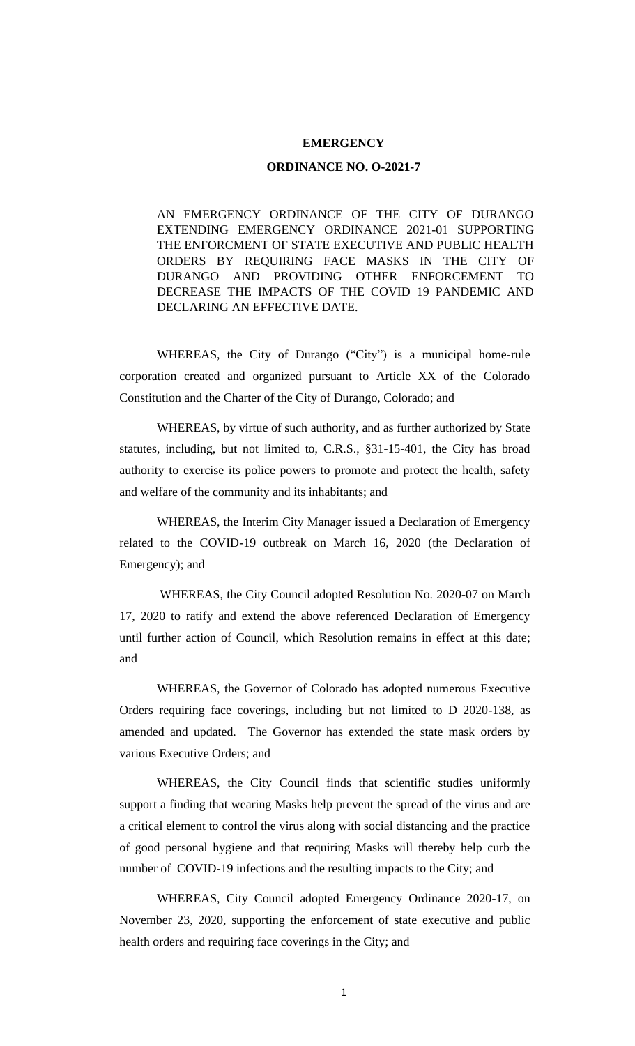**EMERGENCY**

**ORDINANCE NO. O-2021-7**

AN EMERGENCY ORDINANCE OF THE CITY OF DURANGO EXTENDING EMERGENCY ORDINANCE 2021-01 SUPPORTING THE ENFORCMENT OF STATE EXECUTIVE AND PUBLIC HEALTH ORDERS BY REQUIRING FACE MASKS IN THE CITY OF DURANGO AND PROVIDING OTHER ENFORCEMENT TO DECREASE THE IMPACTS OF THE COVID 19 PANDEMIC AND DECLARING AN EFFECTIVE DATE.

WHEREAS, the City of Durango ("City") is a municipal home-rule corporation created and organized pursuant to Article XX of the Colorado Constitution and the Charter of the City of Durango, Colorado; and

WHEREAS, by virtue of such authority, and as further authorized by State statutes, including, but not limited to, C.R.S., §31-15-401, the City has broad authority to exercise its police powers to promote and protect the health, safety and welfare of the community and its inhabitants; and

WHEREAS, the Interim City Manager issued a Declaration of Emergency related to the COVID-19 outbreak on March 16, 2020 (the Declaration of Emergency); and

WHEREAS, the City Council adopted Resolution No. 2020-07 on March 17, 2020 to ratify and extend the above referenced Declaration of Emergency until further action of Council, which Resolution remains in effect at this date; and

WHEREAS, the Governor of Colorado has adopted numerous Executive Orders requiring face coverings, including but not limited to D 2020-138, as amended and updated. The Governor has extended the state mask orders by various Executive Orders; and

WHEREAS, the City Council finds that scientific studies uniformly support a finding that wearing Masks help prevent the spread of the virus and are a critical element to control the virus along with social distancing and the practice of good personal hygiene and that requiring Masks will thereby help curb the number of COVID-19 infections and the resulting impacts to the City; and

WHEREAS, City Council adopted Emergency Ordinance 2020-17, on November 23, 2020, supporting the enforcement of state executive and public health orders and requiring face coverings in the City; and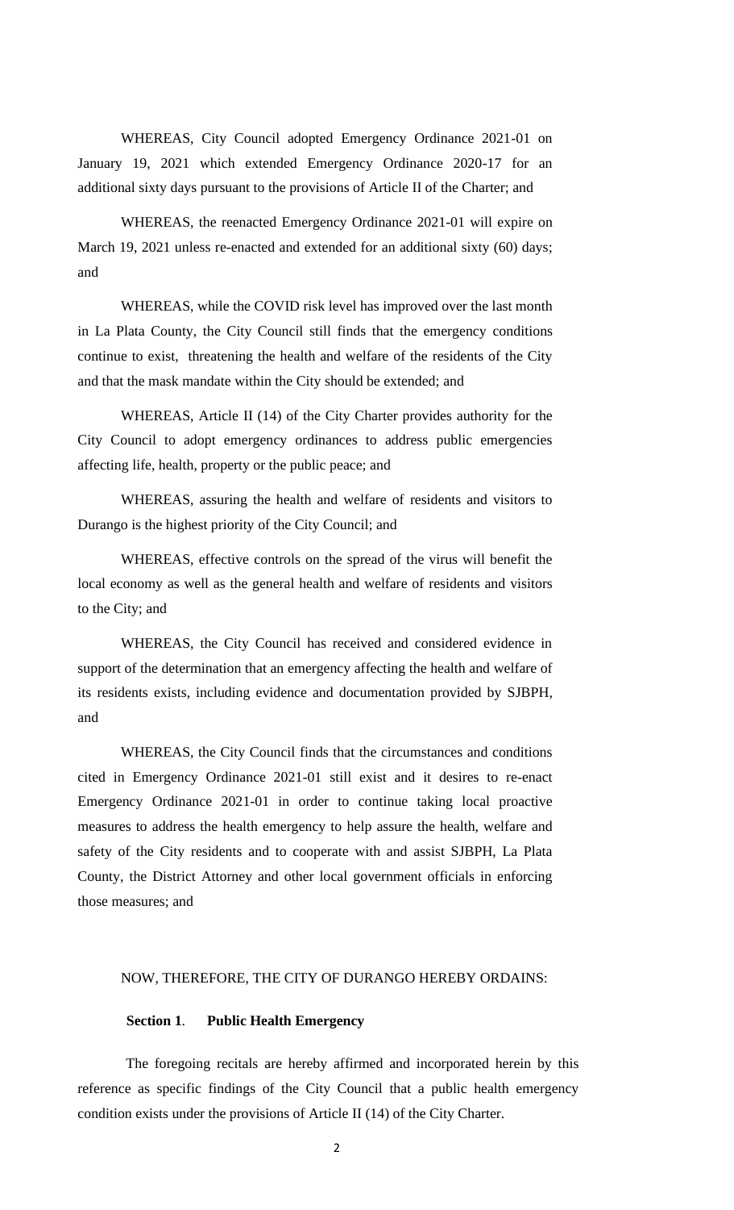WHEREAS, City Council adopted Emergency Ordinance 2021-01 on January 19, 2021 which extended Emergency Ordinance 2020-17 for an additional sixty days pursuant to the provisions of Article II of the Charter; and

WHEREAS, the reenacted Emergency Ordinance 2021-01 will expire on March 19, 2021 unless re-enacted and extended for an additional sixty (60) days; and

WHEREAS, while the COVID risk level has improved over the last month in La Plata County, the City Council still finds that the emergency conditions continue to exist, threatening the health and welfare of the residents of the City and that the mask mandate within the City should be extended; and

WHEREAS, Article II (14) of the City Charter provides authority for the City Council to adopt emergency ordinances to address public emergencies affecting life, health, property or the public peace; and

WHEREAS, assuring the health and welfare of residents and visitors to Durango is the highest priority of the City Council; and

WHEREAS, effective controls on the spread of the virus will benefit the local economy as well as the general health and welfare of residents and visitors to the City; and

WHEREAS, the City Council has received and considered evidence in support of the determination that an emergency affecting the health and welfare of its residents exists, including evidence and documentation provided by SJBPH, and

WHEREAS, the City Council finds that the circumstances and conditions cited in Emergency Ordinance 2021-01 still exist and it desires to re-enact Emergency Ordinance 2021-01 in order to continue taking local proactive measures to address the health emergency to help assure the health, welfare and safety of the City residents and to cooperate with and assist SJBPH, La Plata County, the District Attorney and other local government officials in enforcing those measures; and

NOW, THEREFORE, THE CITY OF DURANGO HEREBY ORDAINS:

**Section 1**. **Public Health Emergency**

The foregoing recitals are hereby affirmed and incorporated herein by this reference as specific findings of the City Council that a public health emergency condition exists under the provisions of Article II (14) of the City Charter.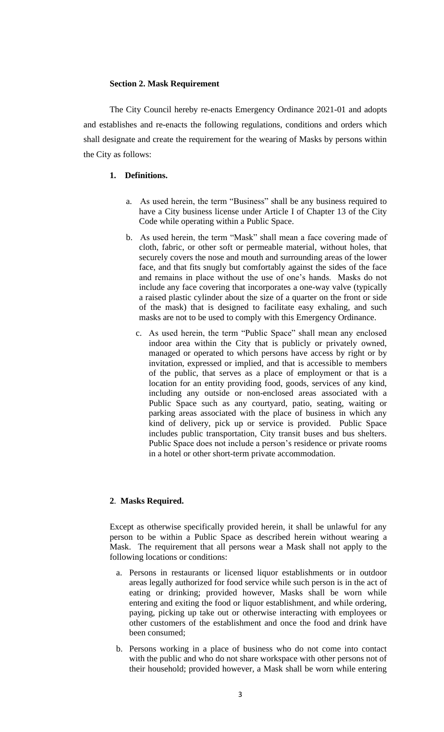**Section 2. Mask Requirement**

The City Council hereby re-enacts Emergency Ordinance 2021-01 and adopts and establishes and re-enacts the following regulations, conditions and orders which shall designate and create the requirement for the wearing of Masks by persons within the City as follows:

**1. Definitions.**

a. As used herein, the term "Business" shall be any business required to have a City business license under Article I of Chapter 13 of the City Code while operating within a Public Space.

b. As used herein, the term "Mask" shall mean a face covering made of cloth, fabric, or other soft or permeable material, without holes, that securely covers the nose and mouth and surrounding areas of the lower face, and that fits snugly but comfortably against the sides of the face and remains in place without the use of one's hands. Masks do not include any face covering that incorporates a one-way valve (typically a raised plastic cylinder about the size of a quarter on the front or side of the mask) that is designed to facilitate easy exhaling, and such masks are not to be used to comply with this Emergency Ordinance.

c. As used herein, the term "Public Space" shall mean any enclosed indoor area within the City that is publicly or privately owned, managed or operated to which persons have access by right or by invitation, expressed or implied, and that is accessible to members of the public, that serves as a place of employment or that is a location for an entity providing food, goods, services of any kind, including any outside or non-enclosed areas associated with a Public Space such as any courtyard, patio, seating, waiting or parking areas associated with the place of business in which any kind of delivery, pick up or service is provided. Public Space includes public transportation, City transit buses and bus shelters. Public Space does not include a person's residence or private rooms in a hotel or other short-term private accommodation.

**2. Masks Required.**

Except as otherwise specifically provided herein, it shall be unlawful for any person to be within a Public Space as described herein without wearing a Mask. The requirement that all persons wear a Mask shall not apply to the following locations or conditions:

a. Persons in restaurants or licensed liquor establishments or in outdoor areas legally authorized for food service while such person is in the act of eating or drinking; provided however, Masks shall be worn while entering and exiting the food or liquor establishment, and while ordering, paying, picking up take out or otherwise interacting with employees or other customers of the establishment and once the food and drink have been consumed;

b. Persons working in a place of business who do not come into contact with the public and who do not share workspace with other persons not of their household; provided however, a Mask shall be worn while entering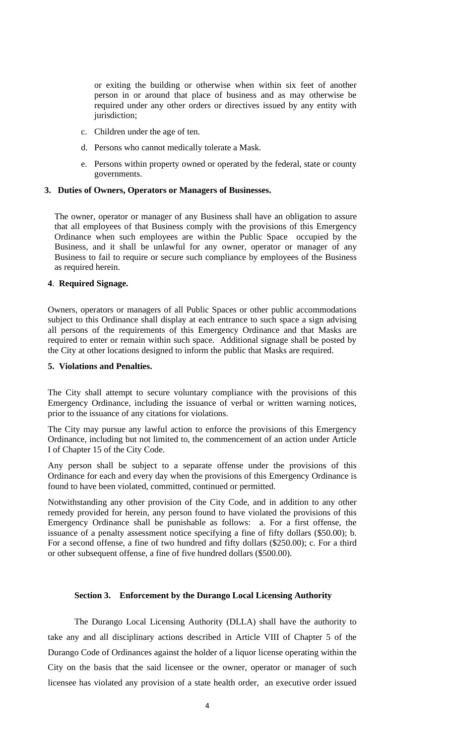or exiting the building or otherwise when within six feet of another person in or around that place of business and as may otherwise be required under any other orders or directives issued by any entity with jurisdiction;

c. Children under the age of ten.

d. Persons who cannot medically tolerate a Mask.

e. Persons within property owned or operated by the federal, state or county governments.

**3. Duties of Owners, Operators or Managers of Businesses.**

The owner, operator or manager of any Business shall have an obligation to assure that all employees of that Business comply with the provisions of this Emergency Ordinance when such employees are within the Public Space occupied by the Business, and it shall be unlawful for any owner, operator or manager of any Business to fail to require or secure such compliance by employees of the Business as required herein.

**4. Required Signage.**

Owners, operators or managers of all Public Spaces or other public accommodations subject to this Ordinance shall display at each entrance to such space a sign advising all persons of the requirements of this Emergency Ordinance and that Masks are required to enter or remain within such space. Additional signage shall be posted by the City at other locations designed to inform the public that Masks are required.

**5. Violations and Penalties.**

The City shall attempt to secure voluntary compliance with the provisions of this Emergency Ordinance, including the issuance of verbal or written warning notices, prior to the issuance of any citations for violations.

The City may pursue any lawful action to enforce the provisions of this Emergency Ordinance, including but not limited to, the commencement of an action under Article I of Chapter 15 of the City Code.

Any person shall be subject to a separate offense under the provisions of this Ordinance for each and every day when the provisions of this Emergency Ordinance is found to have been violated, committed, continued or permitted.

Notwithstanding any other provision of the City Code, and in addition to any other remedy provided for herein, any person found to have violated the provisions of this Emergency Ordinance shall be punishable as follows: a. For a first offense, the issuance of a penalty assessment notice specifying a fine of fifty dollars ($50.00); b. For a second offense, a fine of two hundred and fifty dollars ($250.00); c. For a third or other subsequent offense, a fine of five hundred dollars ($500.00).

**Section 3. Enforcement by the Durango Local Licensing Authority**

The Durango Local Licensing Authority (DLLA) shall have the authority to take any and all disciplinary actions described in Article VIII of Chapter 5 of the Durango Code of Ordinances against the holder of a liquor license operating within the City on the basis that the said licensee or the owner, operator or manager of such licensee has violated any provision of a state health order, an executive order issued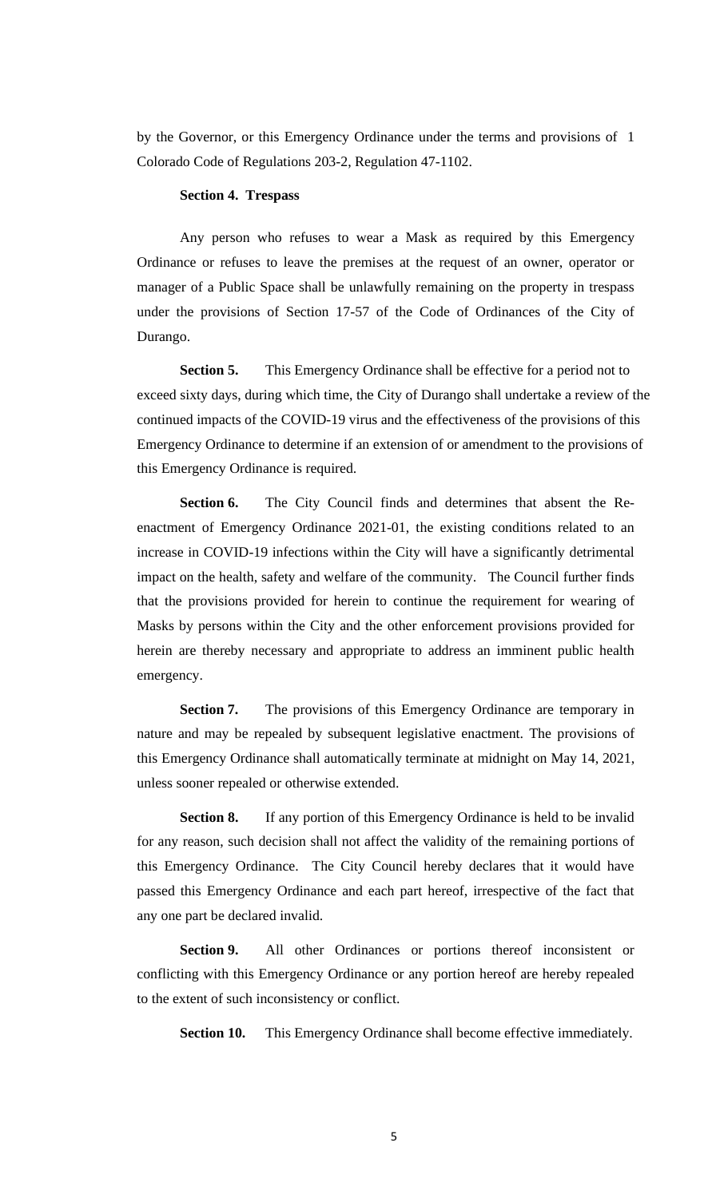by the Governor, or this Emergency Ordinance under the terms and provisions of 1 Colorado Code of Regulations 203-2, Regulation 47-1102.

**Section 4. Trespass**

Any person who refuses to wear a Mask as required by this Emergency Ordinance or refuses to leave the premises at the request of an owner, operator or manager of a Public Space shall be unlawfully remaining on the property in trespass under the provisions of Section 17-57 of the Code of Ordinances of the City of Durango.

**Section 5.** This Emergency Ordinance shall be effective for a period not to exceed sixty days, during which time, the City of Durango shall undertake a review of the continued impacts of the COVID-19 virus and the effectiveness of the provisions of this Emergency Ordinance to determine if an extension of or amendment to the provisions of this Emergency Ordinance is required.

**Section 6.** The City Council finds and determines that absent the Re-enactment of Emergency Ordinance 2021-01, the existing conditions related to an increase in COVID-19 infections within the City will have a significantly detrimental impact on the health, safety and welfare of the community. The Council further finds that the provisions provided for herein to continue the requirement for wearing of Masks by persons within the City and the other enforcement provisions provided for herein are thereby necessary and appropriate to address an imminent public health emergency.

**Section 7.** The provisions of this Emergency Ordinance are temporary in nature and may be repealed by subsequent legislative enactment. The provisions of this Emergency Ordinance shall automatically terminate at midnight on May 14, 2021, unless sooner repealed or otherwise extended.

**Section 8.** If any portion of this Emergency Ordinance is held to be invalid for any reason, such decision shall not affect the validity of the remaining portions of this Emergency Ordinance. The City Council hereby declares that it would have passed this Emergency Ordinance and each part hereof, irrespective of the fact that any one part be declared invalid.

**Section 9.** All other Ordinances or portions thereof inconsistent or conflicting with this Emergency Ordinance or any portion hereof are hereby repealed to the extent of such inconsistency or conflict.

**Section 10.** This Emergency Ordinance shall become effective immediately.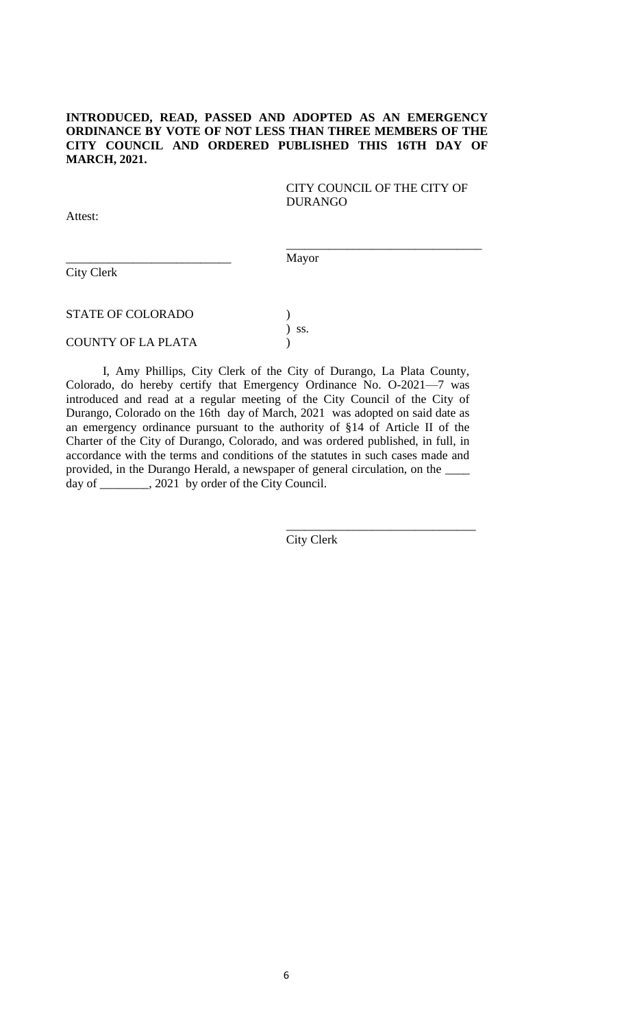**INTRODUCED, READ, PASSED AND ADOPTED AS AN EMERGENCY ORDINANCE BY VOTE OF NOT LESS THAN THREE MEMBERS OF THE CITY COUNCIL AND ORDERED PUBLISHED THIS 16TH DAY OF MARCH, 2021.**

CITY COUNCIL OF THE CITY OF DURANGO

Attest:

\_\_\_\_\_\_\_\_\_\_\_\_\_\_\_\_\_\_\_\_\_\_\_\_\_\_\_\_\_\_\_\_
Mayor

\_\_\_\_\_\_\_\_\_\_\_\_\_\_\_\_\_\_\_\_\_\_\_\_\_\_\_
City Clerk

STATE OF COLORADO )
) ss.
COUNTY OF LA PLATA )

I, Amy Phillips, City Clerk of the City of Durango, La Plata County, Colorado, do hereby certify that Emergency Ordinance No. O-2021—7 was introduced and read at a regular meeting of the City Council of the City of Durango, Colorado on the 16th day of March, 2021 was adopted on said date as an emergency ordinance pursuant to the authority of §14 of Article II of the Charter of the City of Durango, Colorado, and was ordered published, in full, in accordance with the terms and conditions of the statutes in such cases made and provided, in the Durango Herald, a newspaper of general circulation, on the \_\_\_\_ day of \_\_\_\_\_\_\_\_, 2021 by order of the City Council.

\_\_\_\_\_\_\_\_\_\_\_\_\_\_\_\_\_\_\_\_\_\_\_\_\_\_\_\_\_\_\_
City Clerk